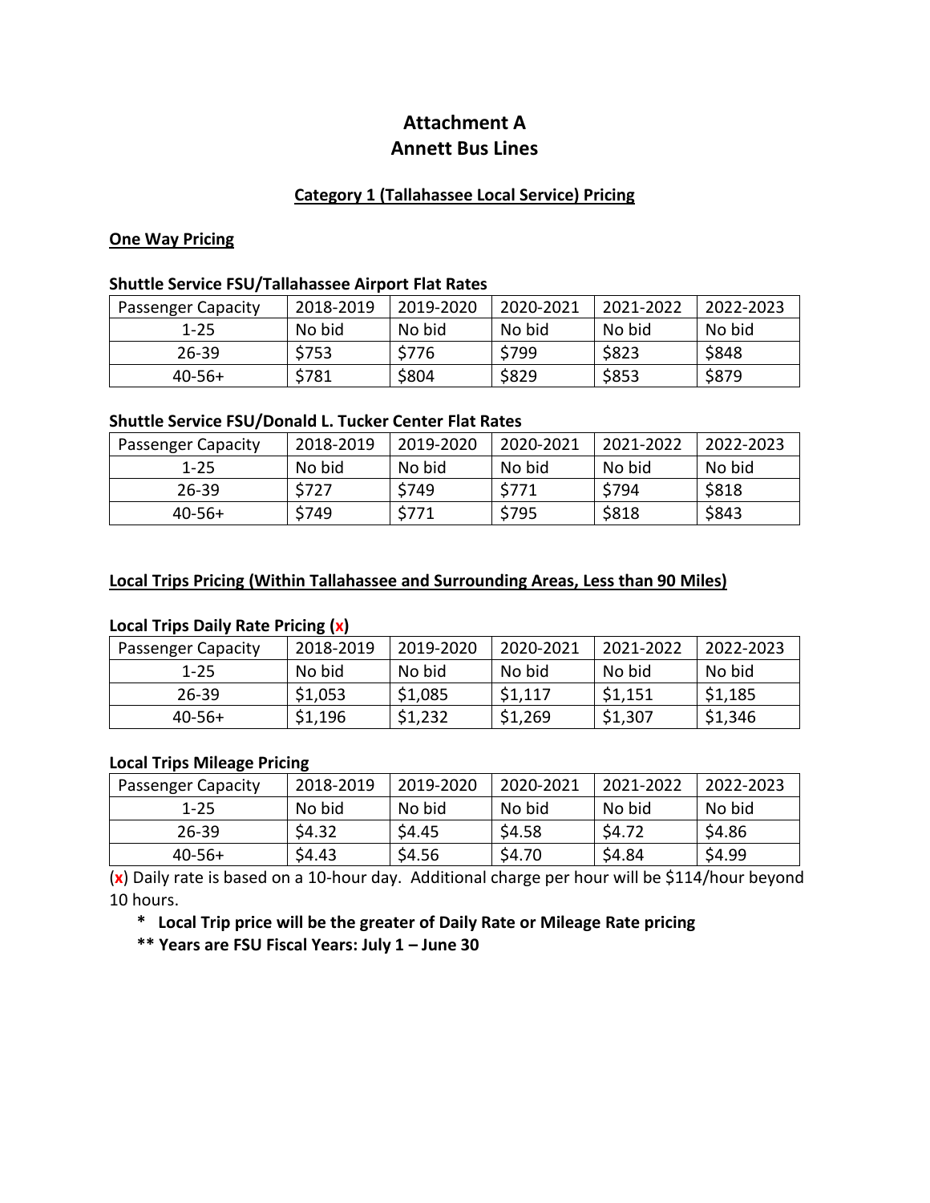# Attachment A
# Annett Bus Lines

## Category 1 (Tallahassee Local Service) Pricing

### One Way Pricing

**Shuttle Service FSU/Tallahassee Airport Flat Rates**

| Passenger Capacity | 2018-2019 | 2019-2020 | 2020-2021 | 2021-2022 | 2022-2023 |
|---|---|---|---|---|---|
| 1-25 | No bid | No bid | No bid | No bid | No bid |
| 26-39 | $753 | $776 | $799 | $823 | $848 |
| 40-56+ | $781 | $804 | $829 | $853 | $879 |

**Shuttle Service FSU/Donald L. Tucker Center Flat Rates**

| Passenger Capacity | 2018-2019 | 2019-2020 | 2020-2021 | 2021-2022 | 2022-2023 |
|---|---|---|---|---|---|
| 1-25 | No bid | No bid | No bid | No bid | No bid |
| 26-39 | $727 | $749 | $771 | $794 | $818 |
| 40-56+ | $749 | $771 | $795 | $818 | $843 |

### Local Trips Pricing (Within Tallahassee and Surrounding Areas, Less than 90 Miles)

**Local Trips Daily Rate Pricing (x)**

| Passenger Capacity | 2018-2019 | 2019-2020 | 2020-2021 | 2021-2022 | 2022-2023 |
|---|---|---|---|---|---|
| 1-25 | No bid | No bid | No bid | No bid | No bid |
| 26-39 | $1,053 | $1,085 | $1,117 | $1,151 | $1,185 |
| 40-56+ | $1,196 | $1,232 | $1,269 | $1,307 | $1,346 |

**Local Trips Mileage Pricing**

| Passenger Capacity | 2018-2019 | 2019-2020 | 2020-2021 | 2021-2022 | 2022-2023 |
|---|---|---|---|---|---|
| 1-25 | No bid | No bid | No bid | No bid | No bid |
| 26-39 | $4.32 | $4.45 | $4.58 | $4.72 | $4.86 |
| 40-56+ | $4.43 | $4.56 | $4.70 | $4.84 | $4.99 |

(x) Daily rate is based on a 10-hour day. Additional charge per hour will be $114/hour beyond 10 hours.

**\* Local Trip price will be the greater of Daily Rate or Mileage Rate pricing**

**\*\* Years are FSU Fiscal Years: July 1 – June 30**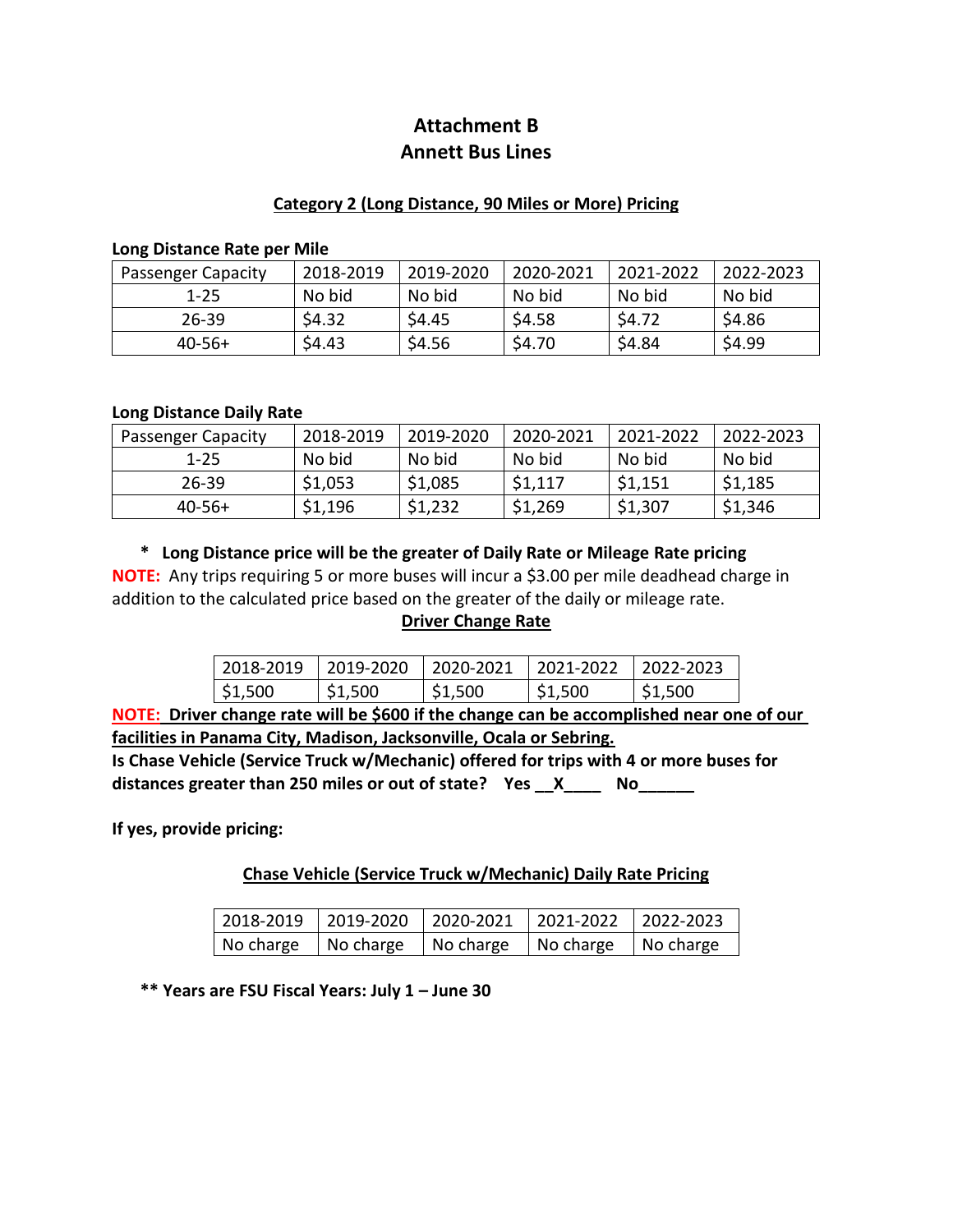# Attachment B
# Annett Bus Lines

**Category 2 (Long Distance, 90 Miles or More) Pricing**

**Long Distance Rate per Mile**

| Passenger Capacity | 2018-2019 | 2019-2020 | 2020-2021 | 2021-2022 | 2022-2023 |
|---|---|---|---|---|---|
| 1-25 | No bid | No bid | No bid | No bid | No bid |
| 26-39 | $4.32 | $4.45 | $4.58 | $4.72 | $4.86 |
| 40-56+ | $4.43 | $4.56 | $4.70 | $4.84 | $4.99 |

**Long Distance Daily Rate**

| Passenger Capacity | 2018-2019 | 2019-2020 | 2020-2021 | 2021-2022 | 2022-2023 |
|---|---|---|---|---|---|
| 1-25 | No bid | No bid | No bid | No bid | No bid |
| 26-39 | $1,053 | $1,085 | $1,117 | $1,151 | $1,185 |
| 40-56+ | $1,196 | $1,232 | $1,269 | $1,307 | $1,346 |

**\* Long Distance price will be the greater of Daily Rate or Mileage Rate pricing**

**NOTE:** Any trips requiring 5 or more buses will incur a $3.00 per mile deadhead charge in addition to the calculated price based on the greater of the daily or mileage rate.

**Driver Change Rate**

| 2018-2019 | 2019-2020 | 2020-2021 | 2021-2022 | 2022-2023 |
|---|---|---|---|---|
| $1,500 | $1,500 | $1,500 | $1,500 | $1,500 |

**NOTE: Driver change rate will be $600 if the change can be accomplished near one of our facilities in Panama City, Madison, Jacksonville, Ocala or Sebring.**

**Is Chase Vehicle (Service Truck w/Mechanic) offered for trips with 4 or more buses for distances greater than 250 miles or out of state? Yes __X____ No______**

**If yes, provide pricing:**

**Chase Vehicle (Service Truck w/Mechanic) Daily Rate Pricing**

| 2018-2019 | 2019-2020 | 2020-2021 | 2021-2022 | 2022-2023 |
|---|---|---|---|---|
| No charge | No charge | No charge | No charge | No charge |

**\*\* Years are FSU Fiscal Years: July 1 – June 30**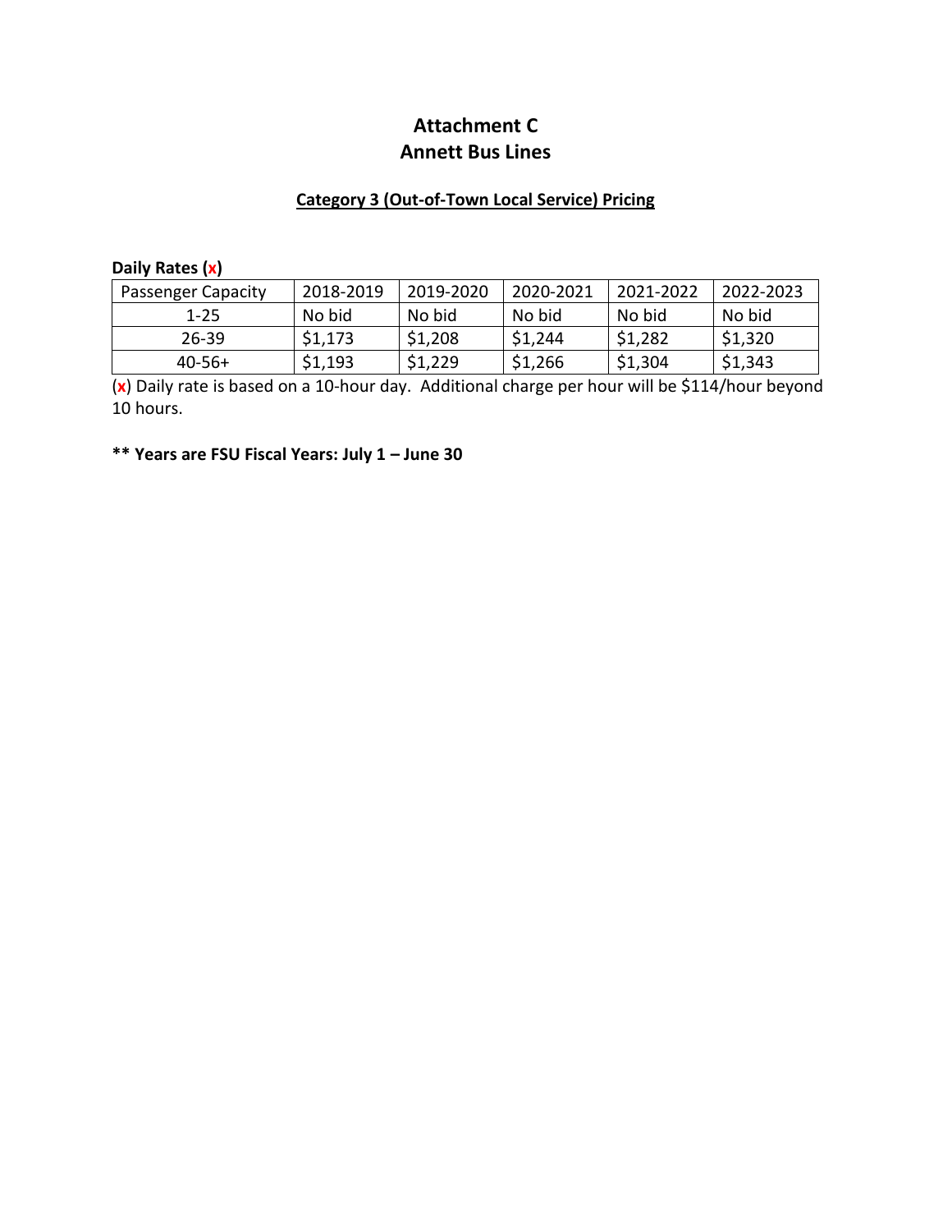# Attachment C
# Annett Bus Lines

## Category 3 (Out-of-Town Local Service) Pricing

**Daily Rates (x)**

| Passenger Capacity | 2018-2019 | 2019-2020 | 2020-2021 | 2021-2022 | 2022-2023 |
|---|---|---|---|---|---|
| 1-25 | No bid | No bid | No bid | No bid | No bid |
| 26-39 | $1,173 | $1,208 | $1,244 | $1,282 | $1,320 |
| 40-56+ | $1,193 | $1,229 | $1,266 | $1,304 | $1,343 |

(x) Daily rate is based on a 10-hour day. Additional charge per hour will be $114/hour beyond 10 hours.

**\*\* Years are FSU Fiscal Years: July 1 – June 30**